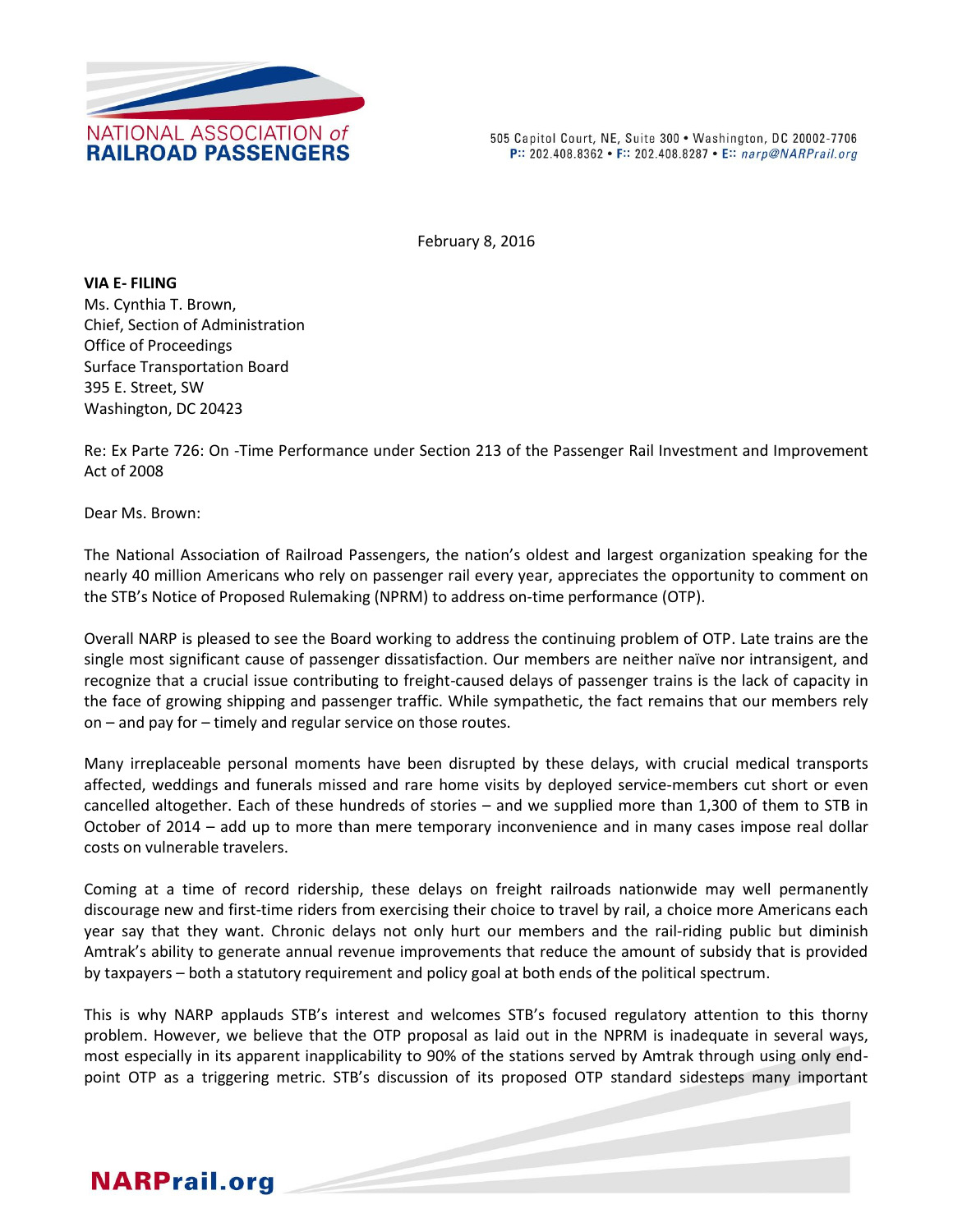NATIONAL ASSOCIATION *of*
**RAILROAD PASSENGERS**

505 Capitol Court, NE, Suite 300 • Washington, DC 20002-7706
**P::** 202.408.8362 • **F::** 202.408.8287 • **E::** *narp@NARPrail.org*

February 8, 2016

**VIA E- FILING**
Ms. Cynthia T. Brown,
Chief, Section of Administration
Office of Proceedings
Surface Transportation Board
395 E. Street, SW
Washington, DC 20423

Re: Ex Parte 726: On -Time Performance under Section 213 of the Passenger Rail Investment and Improvement Act of 2008

Dear Ms. Brown:

The National Association of Railroad Passengers, the nation's oldest and largest organization speaking for the nearly 40 million Americans who rely on passenger rail every year, appreciates the opportunity to comment on the STB's Notice of Proposed Rulemaking (NPRM) to address on-time performance (OTP).

Overall NARP is pleased to see the Board working to address the continuing problem of OTP. Late trains are the single most significant cause of passenger dissatisfaction. Our members are neither naïve nor intransigent, and recognize that a crucial issue contributing to freight-caused delays of passenger trains is the lack of capacity in the face of growing shipping and passenger traffic. While sympathetic, the fact remains that our members rely on – and pay for – timely and regular service on those routes.

Many irreplaceable personal moments have been disrupted by these delays, with crucial medical transports affected, weddings and funerals missed and rare home visits by deployed service-members cut short or even cancelled altogether. Each of these hundreds of stories – and we supplied more than 1,300 of them to STB in October of 2014 – add up to more than mere temporary inconvenience and in many cases impose real dollar costs on vulnerable travelers.

Coming at a time of record ridership, these delays on freight railroads nationwide may well permanently discourage new and first-time riders from exercising their choice to travel by rail, a choice more Americans each year say that they want. Chronic delays not only hurt our members and the rail-riding public but diminish Amtrak's ability to generate annual revenue improvements that reduce the amount of subsidy that is provided by taxpayers – both a statutory requirement and policy goal at both ends of the political spectrum.

This is why NARP applauds STB's interest and welcomes STB's focused regulatory attention to this thorny problem. However, we believe that the OTP proposal as laid out in the NPRM is inadequate in several ways, most especially in its apparent inapplicability to 90% of the stations served by Amtrak through using only end-point OTP as a triggering metric. STB's discussion of its proposed OTP standard sidesteps many important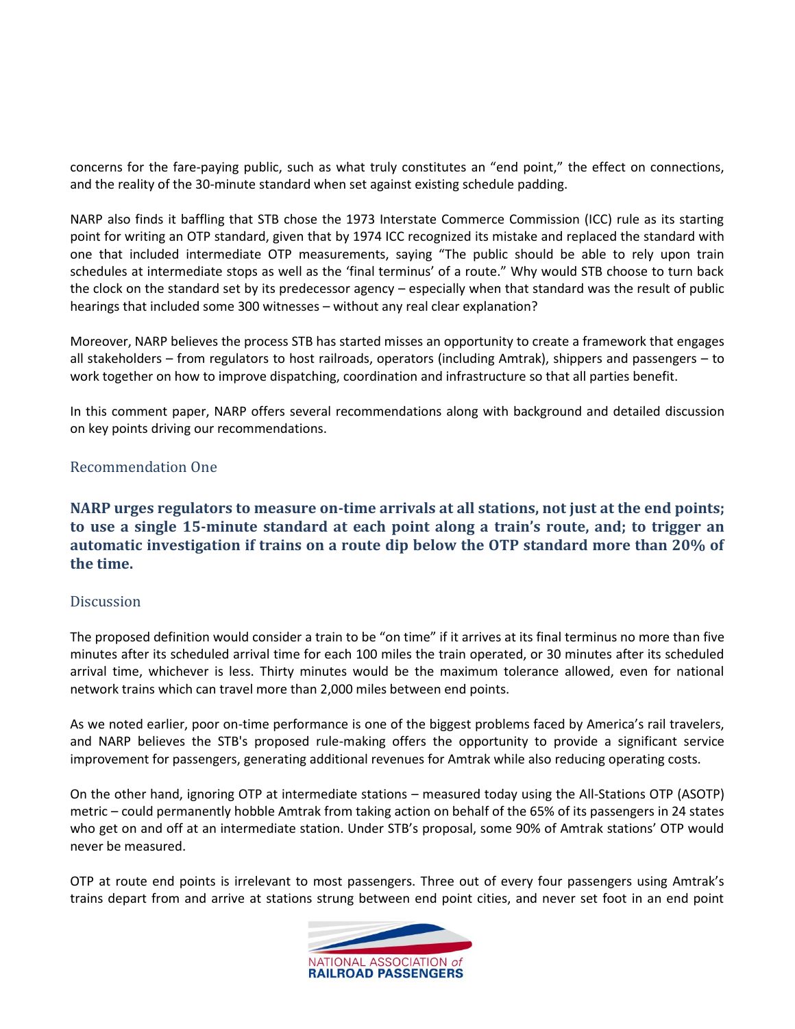concerns for the fare-paying public, such as what truly constitutes an "end point," the effect on connections, and the reality of the 30-minute standard when set against existing schedule padding.

NARP also finds it baffling that STB chose the 1973 Interstate Commerce Commission (ICC) rule as its starting point for writing an OTP standard, given that by 1974 ICC recognized its mistake and replaced the standard with one that included intermediate OTP measurements, saying "The public should be able to rely upon train schedules at intermediate stops as well as the 'final terminus' of a route." Why would STB choose to turn back the clock on the standard set by its predecessor agency – especially when that standard was the result of public hearings that included some 300 witnesses – without any real clear explanation?

Moreover, NARP believes the process STB has started misses an opportunity to create a framework that engages all stakeholders – from regulators to host railroads, operators (including Amtrak), shippers and passengers – to work together on how to improve dispatching, coordination and infrastructure so that all parties benefit.

In this comment paper, NARP offers several recommendations along with background and detailed discussion on key points driving our recommendations.

## Recommendation One

**NARP urges regulators to measure on-time arrivals at all stations, not just at the end points; to use a single 15-minute standard at each point along a train's route, and; to trigger an automatic investigation if trains on a route dip below the OTP standard more than 20% of the time.**

## Discussion

The proposed definition would consider a train to be "on time" if it arrives at its final terminus no more than five minutes after its scheduled arrival time for each 100 miles the train operated, or 30 minutes after its scheduled arrival time, whichever is less. Thirty minutes would be the maximum tolerance allowed, even for national network trains which can travel more than 2,000 miles between end points.

As we noted earlier, poor on-time performance is one of the biggest problems faced by America's rail travelers, and NARP believes the STB's proposed rule-making offers the opportunity to provide a significant service improvement for passengers, generating additional revenues for Amtrak while also reducing operating costs.

On the other hand, ignoring OTP at intermediate stations – measured today using the All-Stations OTP (ASOTP) metric – could permanently hobble Amtrak from taking action on behalf of the 65% of its passengers in 24 states who get on and off at an intermediate station. Under STB's proposal, some 90% of Amtrak stations' OTP would never be measured.

OTP at route end points is irrelevant to most passengers. Three out of every four passengers using Amtrak's trains depart from and arrive at stations strung between end point cities, and never set foot in an end point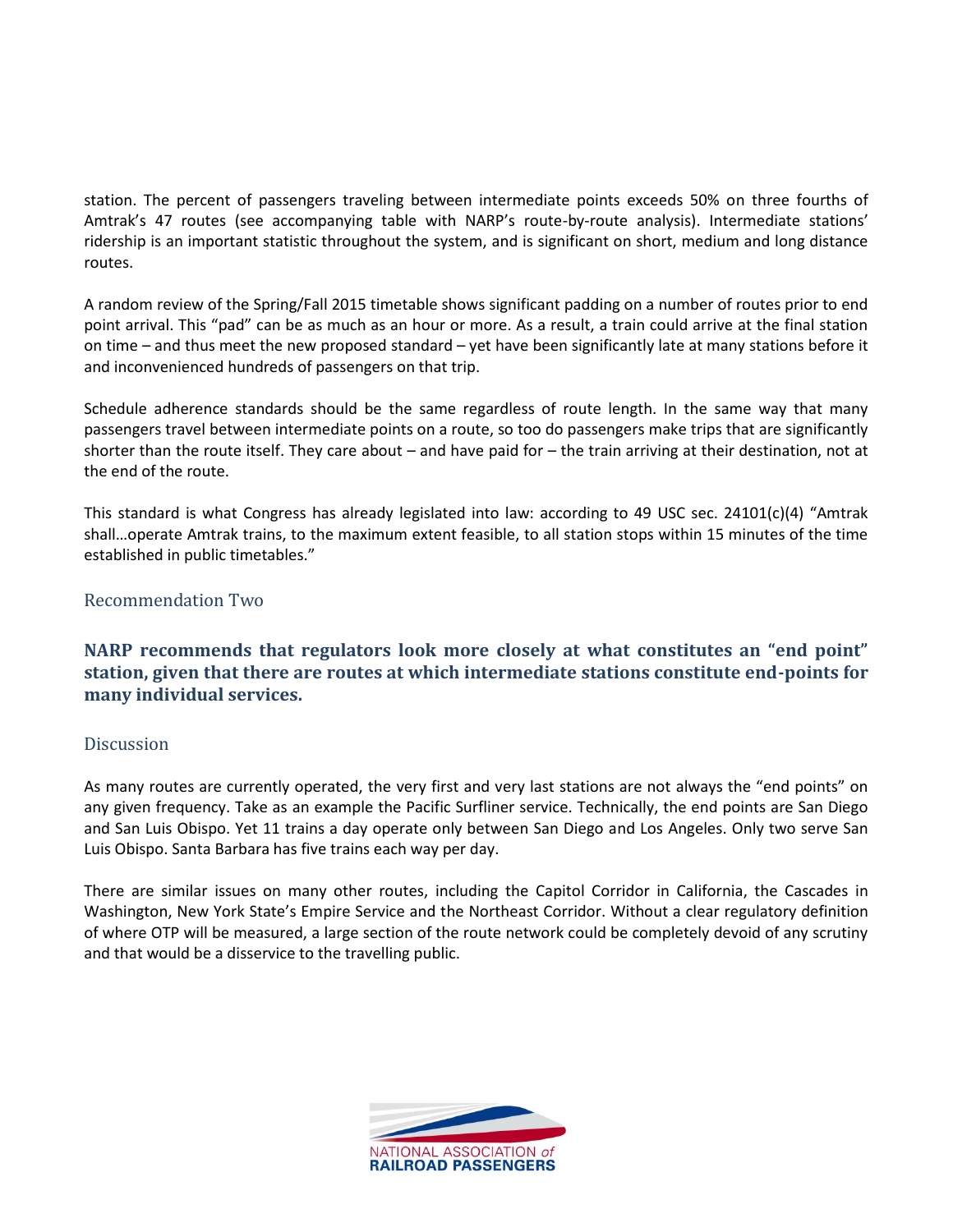station. The percent of passengers traveling between intermediate points exceeds 50% on three fourths of Amtrak's 47 routes (see accompanying table with NARP's route-by-route analysis). Intermediate stations' ridership is an important statistic throughout the system, and is significant on short, medium and long distance routes.

A random review of the Spring/Fall 2015 timetable shows significant padding on a number of routes prior to end point arrival. This "pad" can be as much as an hour or more. As a result, a train could arrive at the final station on time – and thus meet the new proposed standard – yet have been significantly late at many stations before it and inconvenienced hundreds of passengers on that trip.

Schedule adherence standards should be the same regardless of route length. In the same way that many passengers travel between intermediate points on a route, so too do passengers make trips that are significantly shorter than the route itself. They care about – and have paid for – the train arriving at their destination, not at the end of the route.

This standard is what Congress has already legislated into law: according to 49 USC sec. 24101(c)(4) "Amtrak shall…operate Amtrak trains, to the maximum extent feasible, to all station stops within 15 minutes of the time established in public timetables."

## Recommendation Two

**NARP recommends that regulators look more closely at what constitutes an "end point" station, given that there are routes at which intermediate stations constitute end-points for many individual services.**

## Discussion

As many routes are currently operated, the very first and very last stations are not always the "end points" on any given frequency. Take as an example the Pacific Surfliner service. Technically, the end points are San Diego and San Luis Obispo. Yet 11 trains a day operate only between San Diego and Los Angeles. Only two serve San Luis Obispo. Santa Barbara has five trains each way per day.

There are similar issues on many other routes, including the Capitol Corridor in California, the Cascades in Washington, New York State's Empire Service and the Northeast Corridor. Without a clear regulatory definition of where OTP will be measured, a large section of the route network could be completely devoid of any scrutiny and that would be a disservice to the travelling public.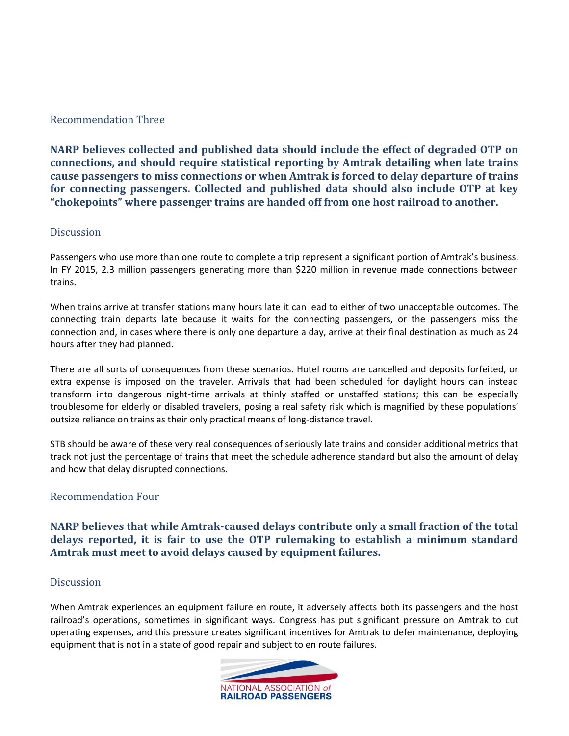## Recommendation Three

**NARP believes collected and published data should include the effect of degraded OTP on connections, and should require statistical reporting by Amtrak detailing when late trains cause passengers to miss connections or when Amtrak is forced to delay departure of trains for connecting passengers. Collected and published data should also include OTP at key "chokepoints" where passenger trains are handed off from one host railroad to another.**

### Discussion

Passengers who use more than one route to complete a trip represent a significant portion of Amtrak's business. In FY 2015, 2.3 million passengers generating more than $220 million in revenue made connections between trains.

When trains arrive at transfer stations many hours late it can lead to either of two unacceptable outcomes. The connecting train departs late because it waits for the connecting passengers, or the passengers miss the connection and, in cases where there is only one departure a day, arrive at their final destination as much as 24 hours after they had planned.

There are all sorts of consequences from these scenarios. Hotel rooms are cancelled and deposits forfeited, or extra expense is imposed on the traveler. Arrivals that had been scheduled for daylight hours can instead transform into dangerous night-time arrivals at thinly staffed or unstaffed stations; this can be especially troublesome for elderly or disabled travelers, posing a real safety risk which is magnified by these populations' outsize reliance on trains as their only practical means of long-distance travel.

STB should be aware of these very real consequences of seriously late trains and consider additional metrics that track not just the percentage of trains that meet the schedule adherence standard but also the amount of delay and how that delay disrupted connections.

## Recommendation Four

**NARP believes that while Amtrak-caused delays contribute only a small fraction of the total delays reported, it is fair to use the OTP rulemaking to establish a minimum standard Amtrak must meet to avoid delays caused by equipment failures.**

### Discussion

When Amtrak experiences an equipment failure en route, it adversely affects both its passengers and the host railroad's operations, sometimes in significant ways. Congress has put significant pressure on Amtrak to cut operating expenses, and this pressure creates significant incentives for Amtrak to defer maintenance, deploying equipment that is not in a state of good repair and subject to en route failures.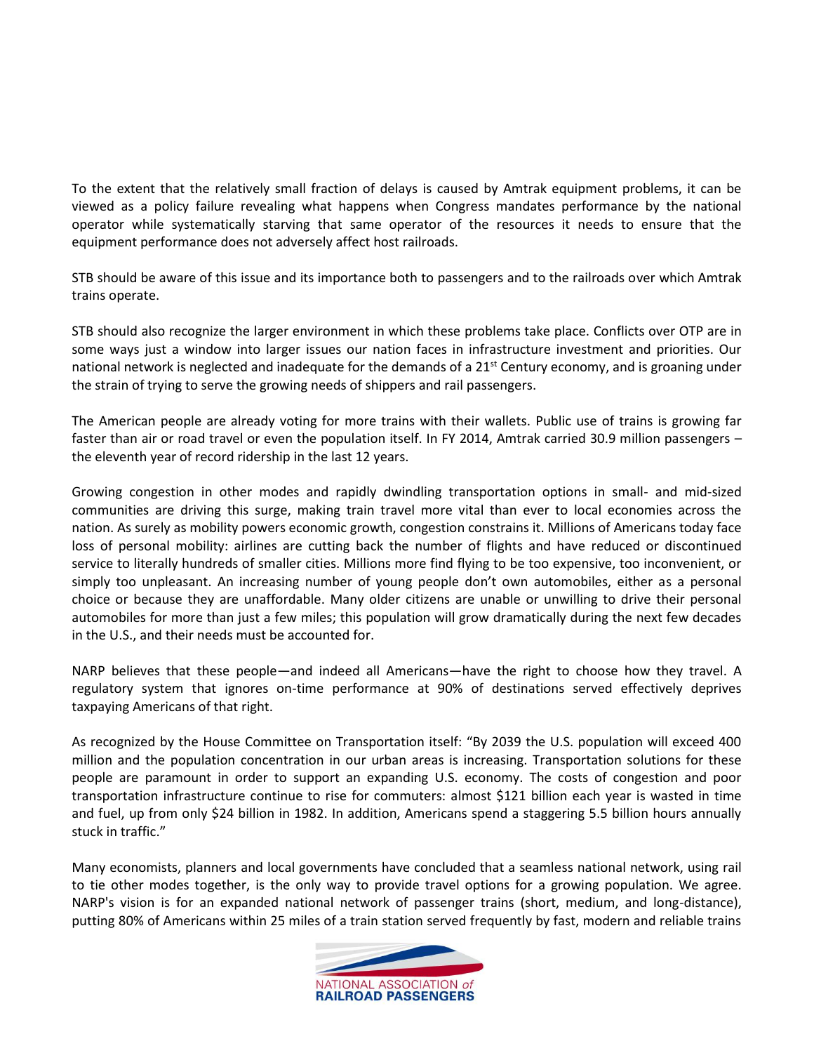To the extent that the relatively small fraction of delays is caused by Amtrak equipment problems, it can be viewed as a policy failure revealing what happens when Congress mandates performance by the national operator while systematically starving that same operator of the resources it needs to ensure that the equipment performance does not adversely affect host railroads.

STB should be aware of this issue and its importance both to passengers and to the railroads over which Amtrak trains operate.

STB should also recognize the larger environment in which these problems take place. Conflicts over OTP are in some ways just a window into larger issues our nation faces in infrastructure investment and priorities. Our national network is neglected and inadequate for the demands of a 21st Century economy, and is groaning under the strain of trying to serve the growing needs of shippers and rail passengers.

The American people are already voting for more trains with their wallets. Public use of trains is growing far faster than air or road travel or even the population itself. In FY 2014, Amtrak carried 30.9 million passengers – the eleventh year of record ridership in the last 12 years.

Growing congestion in other modes and rapidly dwindling transportation options in small- and mid-sized communities are driving this surge, making train travel more vital than ever to local economies across the nation. As surely as mobility powers economic growth, congestion constrains it. Millions of Americans today face loss of personal mobility: airlines are cutting back the number of flights and have reduced or discontinued service to literally hundreds of smaller cities. Millions more find flying to be too expensive, too inconvenient, or simply too unpleasant. An increasing number of young people don't own automobiles, either as a personal choice or because they are unaffordable. Many older citizens are unable or unwilling to drive their personal automobiles for more than just a few miles; this population will grow dramatically during the next few decades in the U.S., and their needs must be accounted for.

NARP believes that these people—and indeed all Americans—have the right to choose how they travel. A regulatory system that ignores on-time performance at 90% of destinations served effectively deprives taxpaying Americans of that right.

As recognized by the House Committee on Transportation itself: "By 2039 the U.S. population will exceed 400 million and the population concentration in our urban areas is increasing. Transportation solutions for these people are paramount in order to support an expanding U.S. economy. The costs of congestion and poor transportation infrastructure continue to rise for commuters: almost $121 billion each year is wasted in time and fuel, up from only $24 billion in 1982. In addition, Americans spend a staggering 5.5 billion hours annually stuck in traffic."

Many economists, planners and local governments have concluded that a seamless national network, using rail to tie other modes together, is the only way to provide travel options for a growing population. We agree. NARP's vision is for an expanded national network of passenger trains (short, medium, and long-distance), putting 80% of Americans within 25 miles of a train station served frequently by fast, modern and reliable trains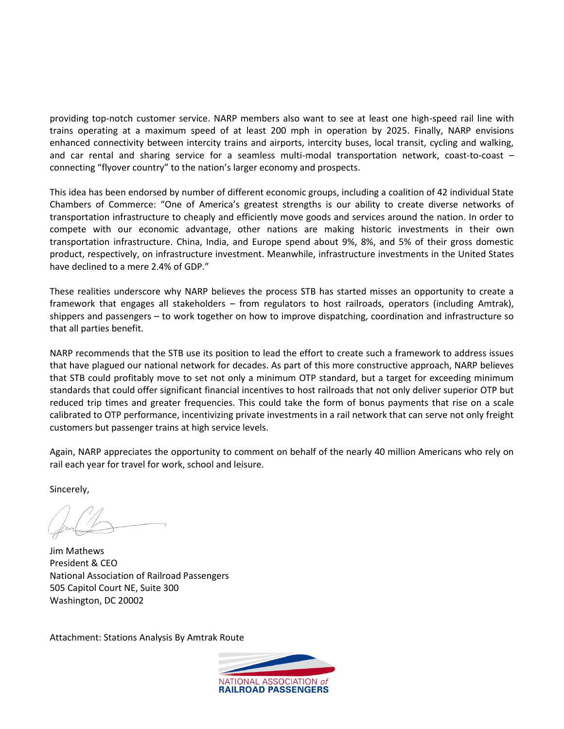providing top-notch customer service. NARP members also want to see at least one high-speed rail line with trains operating at a maximum speed of at least 200 mph in operation by 2025. Finally, NARP envisions enhanced connectivity between intercity trains and airports, intercity buses, local transit, cycling and walking, and car rental and sharing service for a seamless multi-modal transportation network, coast-to-coast – connecting "flyover country" to the nation's larger economy and prospects.

This idea has been endorsed by number of different economic groups, including a coalition of 42 individual State Chambers of Commerce: "One of America's greatest strengths is our ability to create diverse networks of transportation infrastructure to cheaply and efficiently move goods and services around the nation. In order to compete with our economic advantage, other nations are making historic investments in their own transportation infrastructure. China, India, and Europe spend about 9%, 8%, and 5% of their gross domestic product, respectively, on infrastructure investment. Meanwhile, infrastructure investments in the United States have declined to a mere 2.4% of GDP."

These realities underscore why NARP believes the process STB has started misses an opportunity to create a framework that engages all stakeholders – from regulators to host railroads, operators (including Amtrak), shippers and passengers – to work together on how to improve dispatching, coordination and infrastructure so that all parties benefit.

NARP recommends that the STB use its position to lead the effort to create such a framework to address issues that have plagued our national network for decades. As part of this more constructive approach, NARP believes that STB could profitably move to set not only a minimum OTP standard, but a target for exceeding minimum standards that could offer significant financial incentives to host railroads that not only deliver superior OTP but reduced trip times and greater frequencies. This could take the form of bonus payments that rise on a scale calibrated to OTP performance, incentivizing private investments in a rail network that can serve not only freight customers but passenger trains at high service levels.

Again, NARP appreciates the opportunity to comment on behalf of the nearly 40 million Americans who rely on rail each year for travel for work, school and leisure.

Sincerely,

Jim Mathews
President & CEO
National Association of Railroad Passengers
505 Capitol Court NE, Suite 300
Washington, DC 20002

Attachment: Stations Analysis By Amtrak Route

NATIONAL ASSOCIATION *of*
RAILROAD PASSENGERS